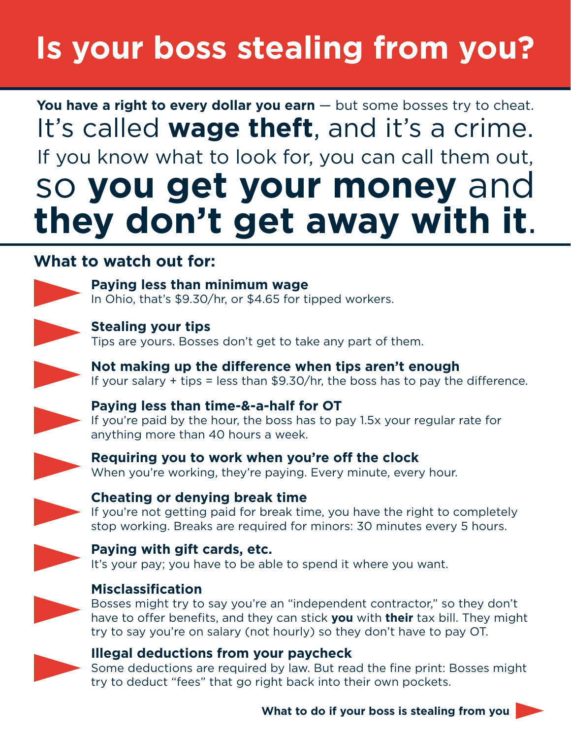# Is your boss stealing from you?

**You have a right to every dollar you earn** — but some bosses try to cheat. It's called **wage theft**, and it's a crime. If you know what to look for, you can call them out, so **you get your money** and **they don't get away with it**.

## What to watch out for:

- **Paying less than minimum wage**
  In Ohio, that's $9.30/hr, or $4.65 for tipped workers.

- **Stealing your tips**
  Tips are yours. Bosses don't get to take any part of them.

- **Not making up the difference when tips aren't enough**
  If your salary + tips = less than $9.30/hr, the boss has to pay the difference.

- **Paying less than time-&-a-half for OT**
  If you're paid by the hour, the boss has to pay 1.5x your regular rate for anything more than 40 hours a week.

- **Requiring you to work when you're off the clock**
  When you're working, they're paying. Every minute, every hour.

- **Cheating or denying break time**
  If you're not getting paid for break time, you have the right to completely stop working. Breaks are required for minors: 30 minutes every 5 hours.

- **Paying with gift cards, etc.**
  It's your pay; you have to be able to spend it where you want.

- **Misclassification**
  Bosses might try to say you're an "independent contractor," so they don't have to offer benefits, and they can stick **you** with **their** tax bill. They might try to say you're on salary (not hourly) so they don't have to pay OT.

- **Illegal deductions from your paycheck**
  Some deductions are required by law. But read the fine print: Bosses might try to deduct "fees" that go right back into their own pockets.

**What to do if your boss is stealing from you**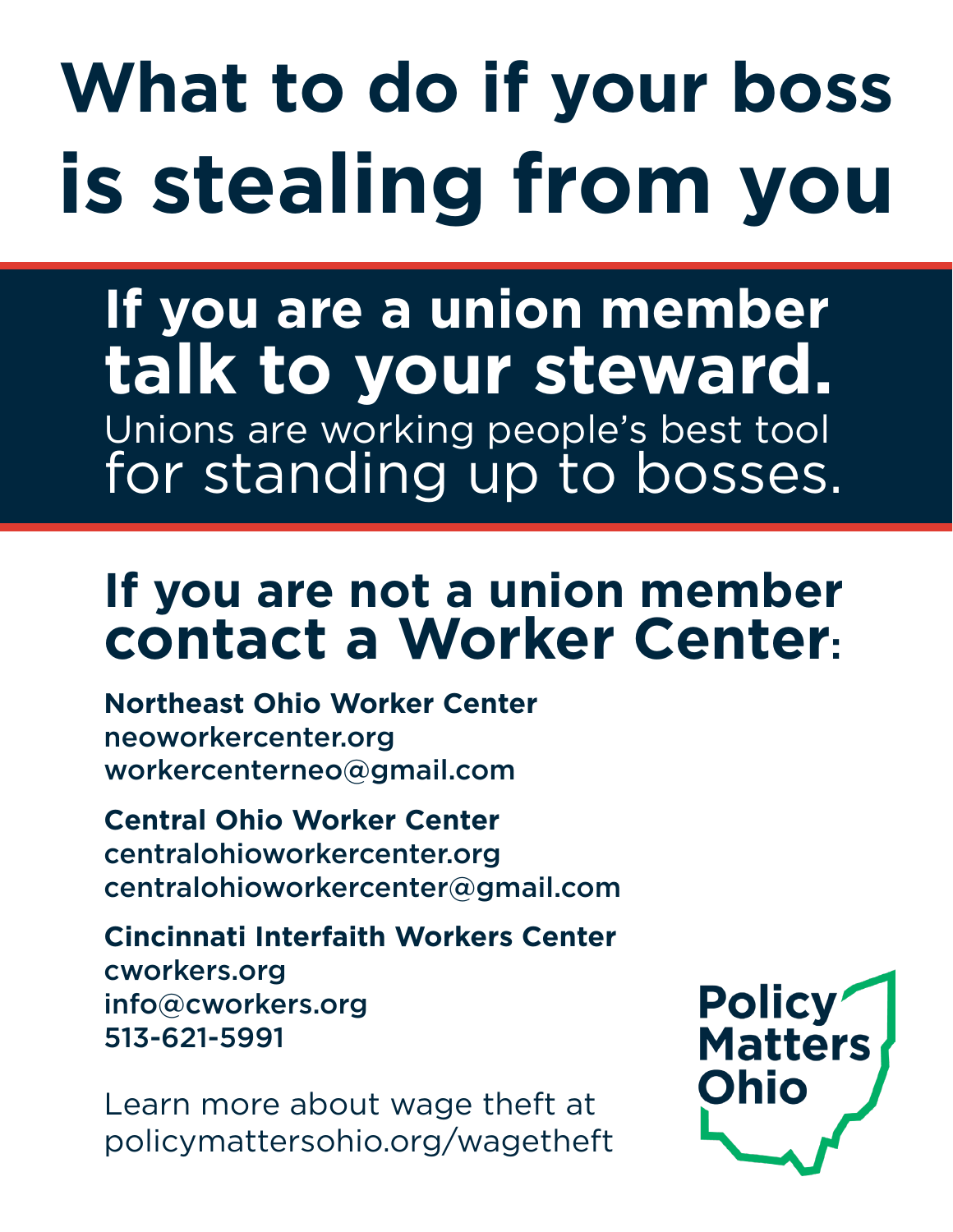# What to do if your boss is stealing from you

## If you are a union member talk to your steward.

Unions are working people's best tool for standing up to bosses.

## If you are not a union member contact a Worker Center:

**Northeast Ohio Worker Center**
neoworkercenter.org
workercenterneo@gmail.com

**Central Ohio Worker Center**
centralohioworkercenter.org
centralohioworkercenter@gmail.com

**Cincinnati Interfaith Workers Center**
cworkers.org
info@cworkers.org
513-621-5991

Learn more about wage theft at
policymattersohio.org/wagetheft

Policy Matters Ohio